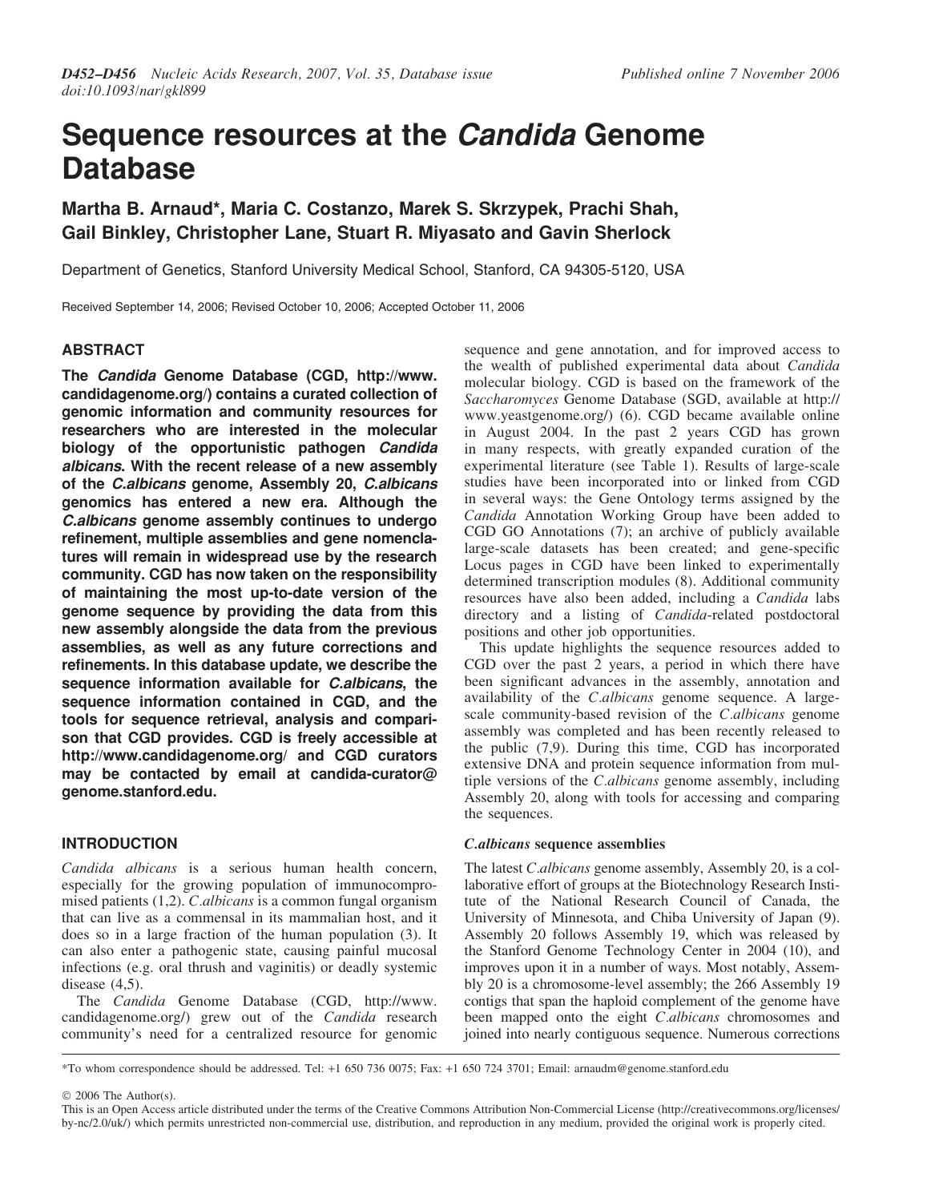# Sequence resources at the *Candida* Genome Database

**Martha B. Arnaud\*, Maria C. Costanzo, Marek S. Skrzypek, Prachi Shah, Gail Binkley, Christopher Lane, Stuart R. Miyasato and Gavin Sherlock**

Department of Genetics, Stanford University Medical School, Stanford, CA 94305-5120, USA

Received September 14, 2006; Revised October 10, 2006; Accepted October 11, 2006

## ABSTRACT

**The *Candida* Genome Database (CGD, http://www.candidagenome.org/) contains a curated collection of genomic information and community resources for researchers who are interested in the molecular biology of the opportunistic pathogen *Candida albicans*. With the recent release of a new assembly of the *C.albicans* genome, Assembly 20, *C.albicans* genomics has entered a new era. Although the *C.albicans* genome assembly continues to undergo refinement, multiple assemblies and gene nomenclatures will remain in widespread use by the research community. CGD has now taken on the responsibility of maintaining the most up-to-date version of the genome sequence by providing the data from this new assembly alongside the data from the previous assemblies, as well as any future corrections and refinements. In this database update, we describe the sequence information available for *C.albicans*, the sequence information contained in CGD, and the tools for sequence retrieval, analysis and comparison that CGD provides. CGD is freely accessible at http://www.candidagenome.org/ and CGD curators may be contacted by email at candida-curator@genome.stanford.edu.**

## INTRODUCTION

*Candida albicans* is a serious human health concern, especially for the growing population of immunocompromised patients (1,2). *C.albicans* is a common fungal organism that can live as a commensal in its mammalian host, and it does so in a large fraction of the human population (3). It can also enter a pathogenic state, causing painful mucosal infections (e.g. oral thrush and vaginitis) or deadly systemic disease (4,5).

The *Candida* Genome Database (CGD, http://www.candidagenome.org/) grew out of the *Candida* research community's need for a centralized resource for genomic sequence and gene annotation, and for improved access to the wealth of published experimental data about *Candida* molecular biology. CGD is based on the framework of the *Saccharomyces* Genome Database (SGD, available at http://www.yeastgenome.org/) (6). CGD became available online in August 2004. In the past 2 years CGD has grown in many respects, with greatly expanded curation of the experimental literature (see Table 1). Results of large-scale studies have been incorporated into or linked from CGD in several ways: the Gene Ontology terms assigned by the *Candida* Annotation Working Group have been added to CGD GO Annotations (7); an archive of publicly available large-scale datasets has been created; and gene-specific Locus pages in CGD have been linked to experimentally determined transcription modules (8). Additional community resources have also been added, including a *Candida* labs directory and a listing of *Candida*-related postdoctoral positions and other job opportunities.

This update highlights the sequence resources added to CGD over the past 2 years, a period in which there have been significant advances in the assembly, annotation and availability of the *C.albicans* genome sequence. A large-scale community-based revision of the *C.albicans* genome assembly was completed and has been recently released to the public (7,9). During this time, CGD has incorporated extensive DNA and protein sequence information from multiple versions of the *C.albicans* genome assembly, including Assembly 20, along with tools for accessing and comparing the sequences.

### *C.albicans* sequence assemblies

The latest *C.albicans* genome assembly, Assembly 20, is a collaborative effort of groups at the Biotechnology Research Institute of the National Research Council of Canada, the University of Minnesota, and Chiba University of Japan (9). Assembly 20 follows Assembly 19, which was released by the Stanford Genome Technology Center in 2004 (10), and improves upon it in a number of ways. Most notably, Assembly 20 is a chromosome-level assembly; the 266 Assembly 19 contigs that span the haploid complement of the genome have been mapped onto the eight *C.albicans* chromosomes and joined into nearly contiguous sequence. Numerous corrections

\*To whom correspondence should be addressed. Tel: +1 650 736 0075; Fax: +1 650 724 3701; Email: arnaudm@genome.stanford.edu

© 2006 The Author(s).
This is an Open Access article distributed under the terms of the Creative Commons Attribution Non-Commercial License (http://creativecommons.org/licenses/by-nc/2.0/uk/) which permits unrestricted non-commercial use, distribution, and reproduction in any medium, provided the original work is properly cited.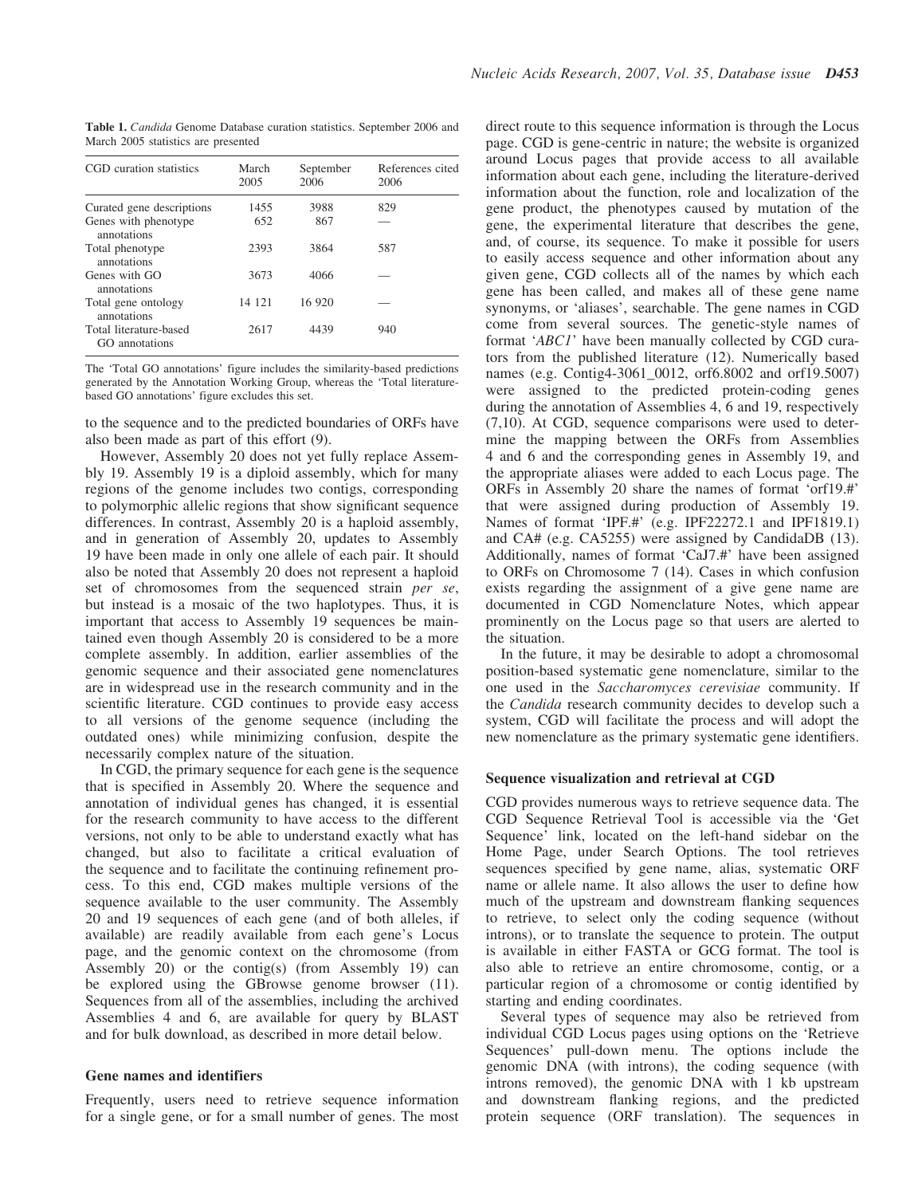**Table 1.** *Candida* Genome Database curation statistics. September 2006 and March 2005 statistics are presented

| CGD curation statistics | March 2005 | September 2006 | References cited 2006 |
| --- | --- | --- | --- |
| Curated gene descriptions | 1455 | 3988 | 829 |
| Genes with phenotype annotations | 652 | 867 | — |
| Total phenotype annotations | 2393 | 3864 | 587 |
| Genes with GO annotations | 3673 | 4066 | — |
| Total gene ontology annotations | 14 121 | 16 920 | — |
| Total literature-based GO annotations | 2617 | 4439 | 940 |

The 'Total GO annotations' figure includes the similarity-based predictions generated by the Annotation Working Group, whereas the 'Total literature-based GO annotations' figure excludes this set.

to the sequence and to the predicted boundaries of ORFs have also been made as part of this effort (9).

However, Assembly 20 does not yet fully replace Assembly 19. Assembly 19 is a diploid assembly, which for many regions of the genome includes two contigs, corresponding to polymorphic allelic regions that show significant sequence differences. In contrast, Assembly 20 is a haploid assembly, and in generation of Assembly 20, updates to Assembly 19 have been made in only one allele of each pair. It should also be noted that Assembly 20 does not represent a haploid set of chromosomes from the sequenced strain *per se*, but instead is a mosaic of the two haplotypes. Thus, it is important that access to Assembly 19 sequences be maintained even though Assembly 20 is considered to be a more complete assembly. In addition, earlier assemblies of the genomic sequence and their associated gene nomenclatures are in widespread use in the research community and in the scientific literature. CGD continues to provide easy access to all versions of the genome sequence (including the outdated ones) while minimizing confusion, despite the necessarily complex nature of the situation.

In CGD, the primary sequence for each gene is the sequence that is specified in Assembly 20. Where the sequence and annotation of individual genes has changed, it is essential for the research community to have access to the different versions, not only to be able to understand exactly what has changed, but also to facilitate a critical evaluation of the sequence and to facilitate the continuing refinement process. To this end, CGD makes multiple versions of the sequence available to the user community. The Assembly 20 and 19 sequences of each gene (and of both alleles, if available) are readily available from each gene's Locus page, and the genomic context on the chromosome (from Assembly 20) or the contig(s) (from Assembly 19) can be explored using the GBrowse genome browser (11). Sequences from all of the assemblies, including the archived Assemblies 4 and 6, are available for query by BLAST and for bulk download, as described in more detail below.

### Gene names and identifiers

Frequently, users need to retrieve sequence information for a single gene, or for a small number of genes. The most direct route to this sequence information is through the Locus page. CGD is gene-centric in nature; the website is organized around Locus pages that provide access to all available information about each gene, including the literature-derived information about the function, role and localization of the gene product, the phenotypes caused by mutation of the gene, the experimental literature that describes the gene, and, of course, its sequence. To make it possible for users to easily access sequence and other information about any given gene, CGD collects all of the names by which each gene has been called, and makes all of these gene name synonyms, or 'aliases', searchable. The gene names in CGD come from several sources. The genetic-style names of format '*ABC1*' have been manually collected by CGD curators from the published literature (12). Numerically based names (e.g. Contig4-3061_0012, orf6.8002 and orf19.5007) were assigned to the predicted protein-coding genes during the annotation of Assemblies 4, 6 and 19, respectively (7,10). At CGD, sequence comparisons were used to determine the mapping between the ORFs from Assemblies 4 and 6 and the corresponding genes in Assembly 19, and the appropriate aliases were added to each Locus page. The ORFs in Assembly 20 share the names of format 'orf19.#' that were assigned during production of Assembly 19. Names of format 'IPF.#' (e.g. IPF22272.1 and IPF1819.1) and CA# (e.g. CA5255) were assigned by CandidaDB (13). Additionally, names of format 'CaJ7.#' have been assigned to ORFs on Chromosome 7 (14). Cases in which confusion exists regarding the assignment of a give gene name are documented in CGD Nomenclature Notes, which appear prominently on the Locus page so that users are alerted to the situation.

In the future, it may be desirable to adopt a chromosomal position-based systematic gene nomenclature, similar to the one used in the *Saccharomyces cerevisiae* community. If the *Candida* research community decides to develop such a system, CGD will facilitate the process and will adopt the new nomenclature as the primary systematic gene identifiers.

### Sequence visualization and retrieval at CGD

CGD provides numerous ways to retrieve sequence data. The CGD Sequence Retrieval Tool is accessible via the 'Get Sequence' link, located on the left-hand sidebar on the Home Page, under Search Options. The tool retrieves sequences specified by gene name, alias, systematic ORF name or allele name. It also allows the user to define how much of the upstream and downstream flanking sequences to retrieve, to select only the coding sequence (without introns), or to translate the sequence to protein. The output is available in either FASTA or GCG format. The tool is also able to retrieve an entire chromosome, contig, or a particular region of a chromosome or contig identified by starting and ending coordinates.

Several types of sequence may also be retrieved from individual CGD Locus pages using options on the 'Retrieve Sequences' pull-down menu. The options include the genomic DNA (with introns), the coding sequence (with introns removed), the genomic DNA with 1 kb upstream and downstream flanking regions, and the predicted protein sequence (ORF translation). The sequences in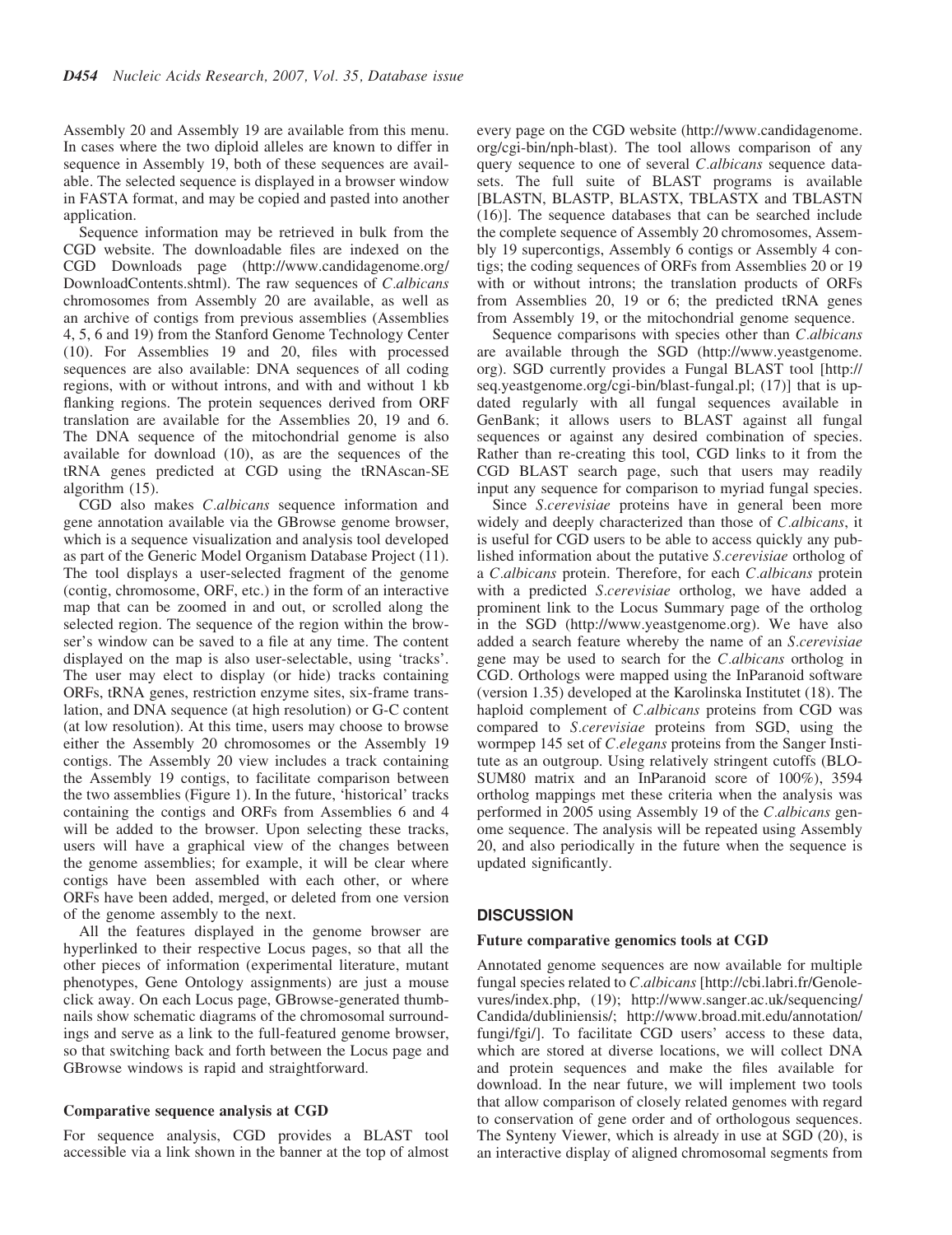Assembly 20 and Assembly 19 are available from this menu. In cases where the two diploid alleles are known to differ in sequence in Assembly 19, both of these sequences are available. The selected sequence is displayed in a browser window in FASTA format, and may be copied and pasted into another application.

Sequence information may be retrieved in bulk from the CGD website. The downloadable files are indexed on the CGD Downloads page (http://www.candidagenome.org/DownloadContents.shtml). The raw sequences of *C.albicans* chromosomes from Assembly 20 are available, as well as an archive of contigs from previous assemblies (Assemblies 4, 5, 6 and 19) from the Stanford Genome Technology Center (10). For Assemblies 19 and 20, files with processed sequences are also available: DNA sequences of all coding regions, with or without introns, and with and without 1 kb flanking regions. The protein sequences derived from ORF translation are available for the Assemblies 20, 19 and 6. The DNA sequence of the mitochondrial genome is also available for download (10), as are the sequences of the tRNA genes predicted at CGD using the tRNAscan-SE algorithm (15).

CGD also makes *C.albicans* sequence information and gene annotation available via the GBrowse genome browser, which is a sequence visualization and analysis tool developed as part of the Generic Model Organism Database Project (11). The tool displays a user-selected fragment of the genome (contig, chromosome, ORF, etc.) in the form of an interactive map that can be zoomed in and out, or scrolled along the selected region. The sequence of the region within the browser's window can be saved to a file at any time. The content displayed on the map is also user-selectable, using 'tracks'. The user may elect to display (or hide) tracks containing ORFs, tRNA genes, restriction enzyme sites, six-frame translation, and DNA sequence (at high resolution) or G-C content (at low resolution). At this time, users may choose to browse either the Assembly 20 chromosomes or the Assembly 19 contigs. The Assembly 20 view includes a track containing the Assembly 19 contigs, to facilitate comparison between the two assemblies (Figure 1). In the future, 'historical' tracks containing the contigs and ORFs from Assemblies 6 and 4 will be added to the browser. Upon selecting these tracks, users will have a graphical view of the changes between the genome assemblies; for example, it will be clear where contigs have been assembled with each other, or where ORFs have been added, merged, or deleted from one version of the genome assembly to the next.

All the features displayed in the genome browser are hyperlinked to their respective Locus pages, so that all the other pieces of information (experimental literature, mutant phenotypes, Gene Ontology assignments) are just a mouse click away. On each Locus page, GBrowse-generated thumbnails show schematic diagrams of the chromosomal surroundings and serve as a link to the full-featured genome browser, so that switching back and forth between the Locus page and GBrowse windows is rapid and straightforward.

### Comparative sequence analysis at CGD

For sequence analysis, CGD provides a BLAST tool accessible via a link shown in the banner at the top of almost every page on the CGD website (http://www.candidagenome.org/cgi-bin/nph-blast). The tool allows comparison of any query sequence to one of several *C.albicans* sequence datasets. The full suite of BLAST programs is available [BLASTN, BLASTP, BLASTX, TBLASTX and TBLASTN (16)]. The sequence databases that can be searched include the complete sequence of Assembly 20 chromosomes, Assembly 19 supercontigs, Assembly 6 contigs or Assembly 4 contigs; the coding sequences of ORFs from Assemblies 20 or 19 with or without introns; the translation products of ORFs from Assemblies 20, 19 or 6; the predicted tRNA genes from Assembly 19, or the mitochondrial genome sequence.

Sequence comparisons with species other than *C.albicans* are available through the SGD (http://www.yeastgenome.org). SGD currently provides a Fungal BLAST tool [http://seq.yeastgenome.org/cgi-bin/blast-fungal.pl; (17)] that is updated regularly with all fungal sequences available in GenBank; it allows users to BLAST against all fungal sequences or against any desired combination of species. Rather than re-creating this tool, CGD links to it from the CGD BLAST search page, such that users may readily input any sequence for comparison to myriad fungal species.

Since *S.cerevisiae* proteins have in general been more widely and deeply characterized than those of *C.albicans*, it is useful for CGD users to be able to access quickly any published information about the putative *S.cerevisiae* ortholog of a *C.albicans* protein. Therefore, for each *C.albicans* protein with a predicted *S.cerevisiae* ortholog, we have added a prominent link to the Locus Summary page of the ortholog in the SGD (http://www.yeastgenome.org). We have also added a search feature whereby the name of an *S.cerevisiae* gene may be used to search for the *C.albicans* ortholog in CGD. Orthologs were mapped using the InParanoid software (version 1.35) developed at the Karolinska Institutet (18). The haploid complement of *C.albicans* proteins from CGD was compared to *S.cerevisiae* proteins from SGD, using the wormpep 145 set of *C.elegans* proteins from the Sanger Institute as an outgroup. Using relatively stringent cutoffs (BLOSUM80 matrix and an InParanoid score of 100%), 3594 ortholog mappings met these criteria when the analysis was performed in 2005 using Assembly 19 of the *C.albicans* genome sequence. The analysis will be repeated using Assembly 20, and also periodically in the future when the sequence is updated significantly.

## DISCUSSION

### Future comparative genomics tools at CGD

Annotated genome sequences are now available for multiple fungal species related to *C.albicans* [http://cbi.labri.fr/Genolevures/index.php, (19); http://www.sanger.ac.uk/sequencing/Candida/dubliniensis/; http://www.broad.mit.edu/annotation/fungi/fgi/]. To facilitate CGD users' access to these data, which are stored at diverse locations, we will collect DNA and protein sequences and make the files available for download. In the near future, we will implement two tools that allow comparison of closely related genomes with regard to conservation of gene order and of orthologous sequences. The Synteny Viewer, which is already in use at SGD (20), is an interactive display of aligned chromosomal segments from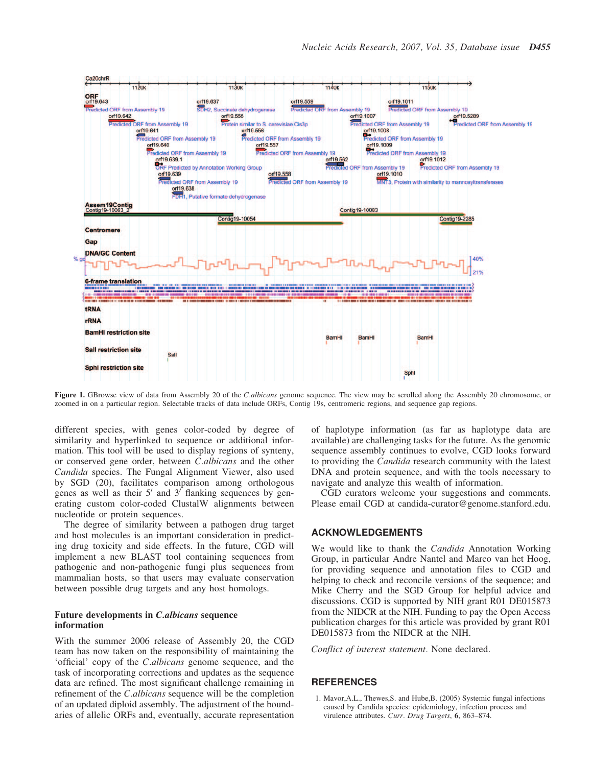Ca20chrR

1120k 1130k 1140k 1150k

ORF

orf19.643 Predicted ORF from Assembly 19

orf19.642 Predicted ORF from Assembly 19

orf19.641 Predicted ORF from Assembly 19

orf19.640 Predicted ORF from Assembly 19

orf19.639.1 ORF Predicted by Annotation Working Group

orf19.639 Predicted ORF from Assembly 19

orf19.638 FDH1, Putative formate dehydrogenase

orf19.637 SDH2, Succinate dehydrogenase

orf19.555 Protein similar to S. cerevisiae Cis3p

orf19.556 Predicted ORF from Assembly 19

orf19.557 Predicted ORF from Assembly 19

orf19.558 Predicted ORF from Assembly 19

orf19.559 Predicted ORF from Assembly 19

orf19.562 Predicted ORF from Assembly 19

orf19.1007 Predicted ORF from Assembly 19

orf19.1008 Predicted ORF from Assembly 19

orf19.1009 Predicted ORF from Assembly 19

orf19.1010 MNT3, Protein with similarity to mannosyltransferases

orf19.1011 Predicted ORF from Assembly 19

orf19.5289 Predicted ORF from Assembly 19

orf19.1012 Predicted ORF from Assembly 19

Assem19Contig

Contig19-10063_2

Contig19-10054

Contig19-10083

Contig19-2285

Centromere

Gap

DNA/GC Content

% gc

40%

21%

6-frame translation

tRNA

rRNA

BamHI restriction site

BamHI BamHI BamHI

SalI restriction site

SalI

SphI restriction site

SphI

**Figure 1.** GBrowse view of data from Assembly 20 of the *C.albicans* genome sequence. The view may be scrolled along the Assembly 20 chromosome, or zoomed in on a particular region. Selectable tracks of data include ORFs, Contig 19s, centromeric regions, and sequence gap regions.

different species, with genes color-coded by degree of similarity and hyperlinked to sequence or additional information. This tool will be used to display regions of synteny, or conserved gene order, between *C.albicans* and the other *Candida* species. The Fungal Alignment Viewer, also used by SGD (20), facilitates comparison among orthologous genes as well as their 5′ and 3′ flanking sequences by generating custom color-coded ClustalW alignments between nucleotide or protein sequences.

The degree of similarity between a pathogen drug target and host molecules is an important consideration in predicting drug toxicity and side effects. In the future, CGD will implement a new BLAST tool containing sequences from pathogenic and non-pathogenic fungi plus sequences from mammalian hosts, so that users may evaluate conservation between possible drug targets and any host homologs.

### Future developments in *C.albicans* sequence information

With the summer 2006 release of Assembly 20, the CGD team has now taken on the responsibility of maintaining the 'official' copy of the *C.albicans* genome sequence, and the task of incorporating corrections and updates as the sequence data are refined. The most significant challenge remaining in refinement of the *C.albicans* sequence will be the completion of an updated diploid assembly. The adjustment of the boundaries of allelic ORFs and, eventually, accurate representation of haplotype information (as far as haplotype data are available) are challenging tasks for the future. As the genomic sequence assembly continues to evolve, CGD looks forward to providing the *Candida* research community with the latest DNA and protein sequence, and with the tools necessary to navigate and analyze this wealth of information.

CGD curators welcome your suggestions and comments. Please email CGD at candida-curator@genome.stanford.edu.

## ACKNOWLEDGEMENTS

We would like to thank the *Candida* Annotation Working Group, in particular Andre Nantel and Marco van het Hoog, for providing sequence and annotation files to CGD and helping to check and reconcile versions of the sequence; and Mike Cherry and the SGD Group for helpful advice and discussions. CGD is supported by NIH grant R01 DE015873 from the NIDCR at the NIH. Funding to pay the Open Access publication charges for this article was provided by grant R01 DE015873 from the NIDCR at the NIH.

*Conflict of interest statement*. None declared.

## REFERENCES

1. Mavor,A.L., Thewes,S. and Hube,B. (2005) Systemic fungal infections caused by Candida species: epidemiology, infection process and virulence attributes. *Curr. Drug Targets*, **6**, 863–874.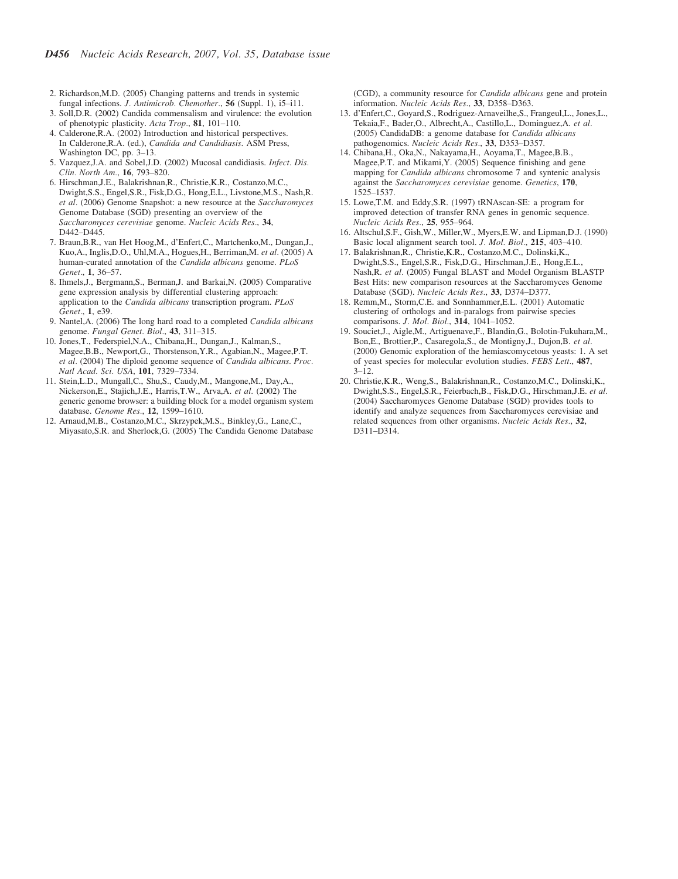2. Richardson,M.D. (2005) Changing patterns and trends in systemic fungal infections. *J. Antimicrob. Chemother.*, **56** (Suppl. 1), i5–i11.
3. Soll,D.R. (2002) Candida commensalism and virulence: the evolution of phenotypic plasticity. *Acta Trop.*, **81**, 101–110.
4. Calderone,R.A. (2002) Introduction and historical perspectives. In Calderone,R.A. (ed.), *Candida and Candidiasis*. ASM Press, Washington DC, pp. 3–13.
5. Vazquez,J.A. and Sobel,J.D. (2002) Mucosal candidiasis. *Infect. Dis. Clin. North Am.*, **16**, 793–820.
6. Hirschman,J.E., Balakrishnan,R., Christie,K.R., Costanzo,M.C., Dwight,S.S., Engel,S.R., Fisk,D.G., Hong,E.L., Livstone,M.S., Nash,R. *et al.* (2006) Genome Snapshot: a new resource at the *Saccharomyces* Genome Database (SGD) presenting an overview of the *Saccharomyces cerevisiae* genome. *Nucleic Acids Res.*, **34**, D442–D445.
7. Braun,B.R., van Het Hoog,M., d'Enfert,C., Martchenko,M., Dungan,J., Kuo,A., Inglis,D.O., Uhl,M.A., Hogues,H., Berriman,M. *et al.* (2005) A human-curated annotation of the *Candida albicans* genome. *PLoS Genet.*, **1**, 36–57.
8. Ihmels,J., Bergmann,S., Berman,J. and Barkai,N. (2005) Comparative gene expression analysis by differential clustering approach: application to the *Candida albicans* transcription program. *PLoS Genet.*, **1**, e39.
9. Nantel,A. (2006) The long hard road to a completed *Candida albicans* genome. *Fungal Genet. Biol.*, **43**, 311–315.
10. Jones,T., Federspiel,N.A., Chibana,H., Dungan,J., Kalman,S., Magee,B.B., Newport,G., Thorstenson,Y.R., Agabian,N., Magee,P.T. *et al.* (2004) The diploid genome sequence of *Candida albicans*. *Proc. Natl Acad. Sci. USA*, **101**, 7329–7334.
11. Stein,L.D., Mungall,C., Shu,S., Caudy,M., Mangone,M., Day,A., Nickerson,E., Stajich,J.E., Harris,T.W., Arva,A. *et al.* (2002) The generic genome browser: a building block for a model organism system database. *Genome Res.*, **12**, 1599–1610.
12. Arnaud,M.B., Costanzo,M.C., Skrzypek,M.S., Binkley,G., Lane,C., Miyasato,S.R. and Sherlock,G. (2005) The Candida Genome Database (CGD), a community resource for *Candida albicans* gene and protein information. *Nucleic Acids Res.*, **33**, D358–D363.
13. d'Enfert,C., Goyard,S., Rodriguez-Arnaveilhe,S., Frangeul,L., Jones,L., Tekaia,F., Bader,O., Albrecht,A., Castillo,L., Dominguez,A. *et al.* (2005) CandidaDB: a genome database for *Candida albicans* pathogenomics. *Nucleic Acids Res.*, **33**, D353–D357.
14. Chibana,H., Oka,N., Nakayama,H., Aoyama,T., Magee,B.B., Magee,P.T. and Mikami,Y. (2005) Sequence finishing and gene mapping for *Candida albicans* chromosome 7 and syntenic analysis against the *Saccharomyces cerevisiae* genome. *Genetics*, **170**, 1525–1537.
15. Lowe,T.M. and Eddy,S.R. (1997) tRNAscan-SE: a program for improved detection of transfer RNA genes in genomic sequence. *Nucleic Acids Res.*, **25**, 955–964.
16. Altschul,S.F., Gish,W., Miller,W., Myers,E.W. and Lipman,D.J. (1990) Basic local alignment search tool. *J. Mol. Biol.*, **215**, 403–410.
17. Balakrishnan,R., Christie,K.R., Costanzo,M.C., Dolinski,K., Dwight,S.S., Engel,S.R., Fisk,D.G., Hirschman,J.E., Hong,E.L., Nash,R. *et al.* (2005) Fungal BLAST and Model Organism BLASTP Best Hits: new comparison resources at the Saccharomyces Genome Database (SGD). *Nucleic Acids Res.*, **33**, D374–D377.
18. Remm,M., Storm,C.E. and Sonnhammer,E.L. (2001) Automatic clustering of orthologs and in-paralogs from pairwise species comparisons. *J. Mol. Biol.*, **314**, 1041–1052.
19. Souciet,J., Aigle,M., Artiguenave,F., Blandin,G., Bolotin-Fukuhara,M., Bon,E., Brottier,P., Casaregola,S., de Montigny,J., Dujon,B. *et al.* (2000) Genomic exploration of the hemiascomycetous yeasts: 1. A set of yeast species for molecular evolution studies. *FEBS Lett.*, **487**, 3–12.
20. Christie,K.R., Weng,S., Balakrishnan,R., Costanzo,M.C., Dolinski,K., Dwight,S.S., Engel,S.R., Feierbach,B., Fisk,D.G., Hirschman,J.E. *et al.* (2004) Saccharomyces Genome Database (SGD) provides tools to identify and analyze sequences from Saccharomyces cerevisiae and related sequences from other organisms. *Nucleic Acids Res.*, **32**, D311–D314.